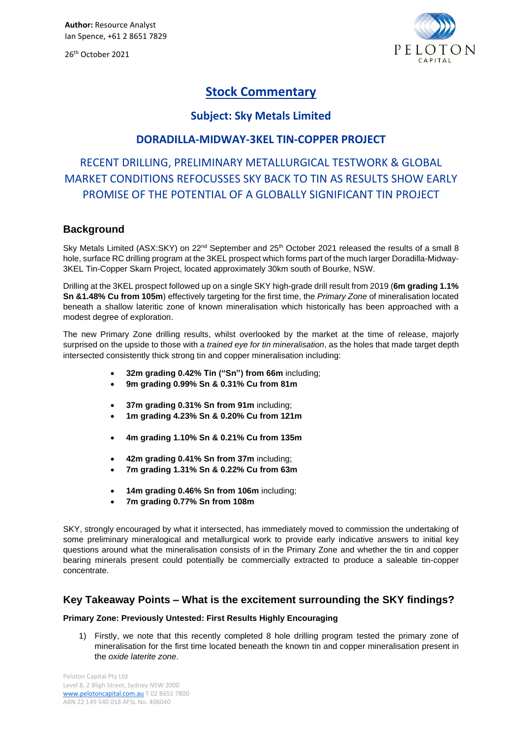**Author:** Resource Analyst
Ian Spence, +61 2 8651 7829

26th October 2021

# Stock Commentary

## Subject: Sky Metals Limited

## DORADILLA-MIDWAY-3KEL TIN-COPPER PROJECT

## RECENT DRILLING, PRELIMINARY METALLURGICAL TESTWORK & GLOBAL MARKET CONDITIONS REFOCUSSES SKY BACK TO TIN AS RESULTS SHOW EARLY PROMISE OF THE POTENTIAL OF A GLOBALLY SIGNIFICANT TIN PROJECT

## Background

Sky Metals Limited (ASX:SKY) on 22nd September and 25th October 2021 released the results of a small 8 hole, surface RC drilling program at the 3KEL prospect which forms part of the much larger Doradilla-Midway-3KEL Tin-Copper Skarn Project, located approximately 30km south of Bourke, NSW.

Drilling at the 3KEL prospect followed up on a single SKY high-grade drill result from 2019 (**6m grading 1.1% Sn &1.48% Cu from 105m**) effectively targeting for the first time, the *Primary Zone* of mineralisation located beneath a shallow lateritic zone of known mineralisation which historically has been approached with a modest degree of exploration.

The new Primary Zone drilling results, whilst overlooked by the market at the time of release, majorly surprised on the upside to those with a *trained eye for tin mineralisation*, as the holes that made target depth intersected consistently thick strong tin and copper mineralisation including:

- **32m grading 0.42% Tin ("Sn") from 66m** including;
- **9m grading 0.99% Sn & 0.31% Cu from 81m**

- **37m grading 0.31% Sn from 91m** including;
- **1m grading 4.23% Sn & 0.20% Cu from 121m**

- **4m grading 1.10% Sn & 0.21% Cu from 135m**

- **42m grading 0.41% Sn from 37m** including;
- **7m grading 1.31% Sn & 0.22% Cu from 63m**

- **14m grading 0.46% Sn from 106m** including;
- **7m grading 0.77% Sn from 108m**

SKY, strongly encouraged by what it intersected, has immediately moved to commission the undertaking of some preliminary mineralogical and metallurgical work to provide early indicative answers to initial key questions around what the mineralisation consists of in the Primary Zone and whether the tin and copper bearing minerals present could potentially be commercially extracted to produce a saleable tin-copper concentrate.

## Key Takeaway Points – What is the excitement surrounding the SKY findings?

**Primary Zone: Previously Untested: First Results Highly Encouraging**

1) Firstly, we note that this recently completed 8 hole drilling program tested the primary zone of mineralisation for the first time located beneath the known tin and copper mineralisation present in the *oxide laterite zone*.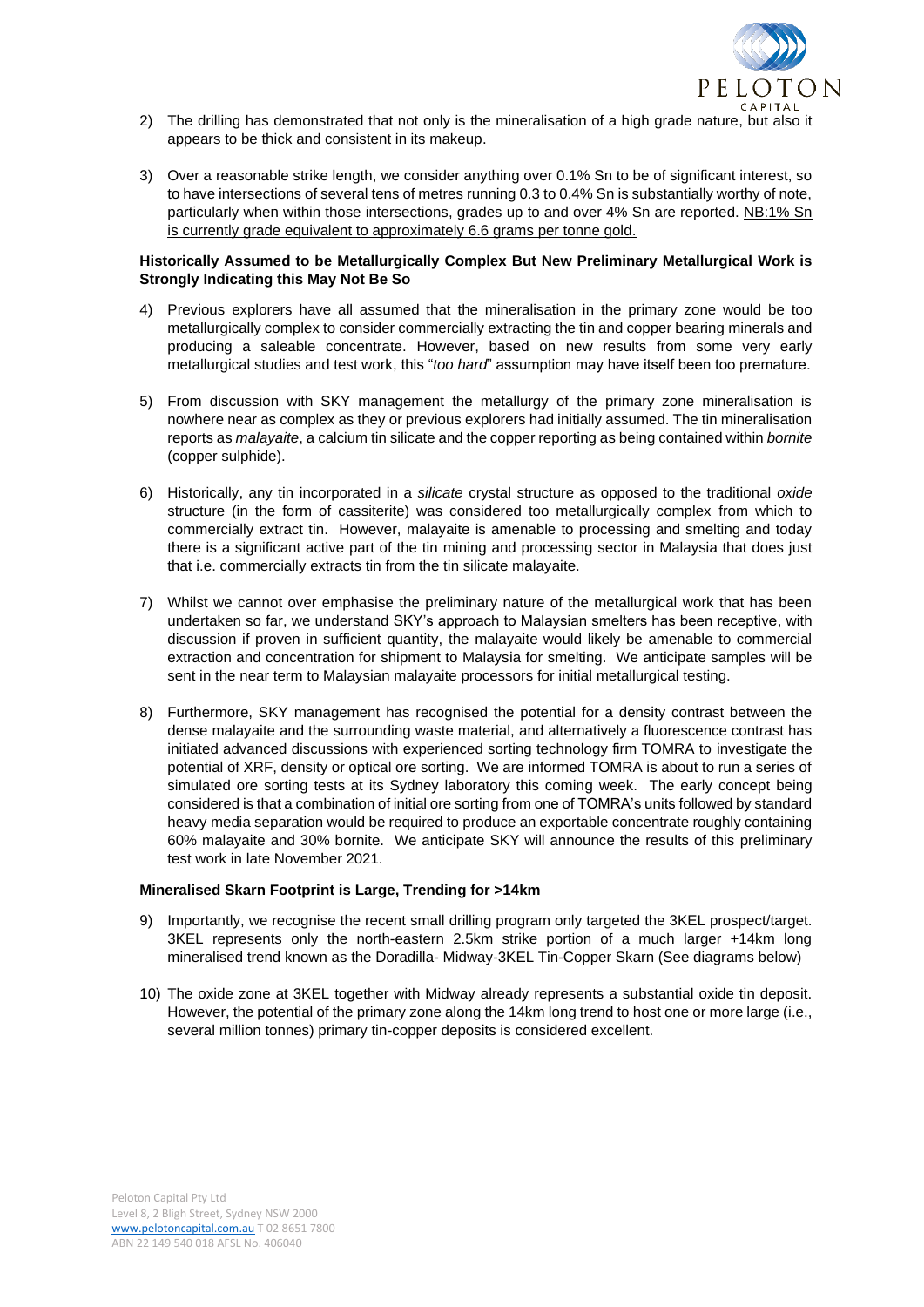2) The drilling has demonstrated that not only is the mineralisation of a high grade nature, but also it appears to be thick and consistent in its makeup.

3) Over a reasonable strike length, we consider anything over 0.1% Sn to be of significant interest, so to have intersections of several tens of metres running 0.3 to 0.4% Sn is substantially worthy of note, particularly when within those intersections, grades up to and over 4% Sn are reported. <u>NB:1% Sn is currently grade equivalent to approximately 6.6 grams per tonne gold.</u>

**Historically Assumed to be Metallurgically Complex But New Preliminary Metallurgical Work is Strongly Indicating this May Not Be So**

4) Previous explorers have all assumed that the mineralisation in the primary zone would be too metallurgically complex to consider commercially extracting the tin and copper bearing minerals and producing a saleable concentrate. However, based on new results from some very early metallurgical studies and test work, this "*too hard*" assumption may have itself been too premature.

5) From discussion with SKY management the metallurgy of the primary zone mineralisation is nowhere near as complex as they or previous explorers had initially assumed. The tin mineralisation reports as *malayaite*, a calcium tin silicate and the copper reporting as being contained within *bornite* (copper sulphide).

6) Historically, any tin incorporated in a *silicate* crystal structure as opposed to the traditional *oxide* structure (in the form of cassiterite) was considered too metallurgically complex from which to commercially extract tin. However, malayaite is amenable to processing and smelting and today there is a significant active part of the tin mining and processing sector in Malaysia that does just that i.e. commercially extracts tin from the tin silicate malayaite.

7) Whilst we cannot over emphasise the preliminary nature of the metallurgical work that has been undertaken so far, we understand SKY's approach to Malaysian smelters has been receptive, with discussion if proven in sufficient quantity, the malayaite would likely be amenable to commercial extraction and concentration for shipment to Malaysia for smelting. We anticipate samples will be sent in the near term to Malaysian malayaite processors for initial metallurgical testing.

8) Furthermore, SKY management has recognised the potential for a density contrast between the dense malayaite and the surrounding waste material, and alternatively a fluorescence contrast has initiated advanced discussions with experienced sorting technology firm TOMRA to investigate the potential of XRF, density or optical ore sorting. We are informed TOMRA is about to run a series of simulated ore sorting tests at its Sydney laboratory this coming week. The early concept being considered is that a combination of initial ore sorting from one of TOMRA's units followed by standard heavy media separation would be required to produce an exportable concentrate roughly containing 60% malayaite and 30% bornite. We anticipate SKY will announce the results of this preliminary test work in late November 2021.

**Mineralised Skarn Footprint is Large, Trending for >14km**

9) Importantly, we recognise the recent small drilling program only targeted the 3KEL prospect/target. 3KEL represents only the north-eastern 2.5km strike portion of a much larger +14km long mineralised trend known as the Doradilla- Midway-3KEL Tin-Copper Skarn (See diagrams below)

10) The oxide zone at 3KEL together with Midway already represents a substantial oxide tin deposit. However, the potential of the primary zone along the 14km long trend to host one or more large (i.e., several million tonnes) primary tin-copper deposits is considered excellent.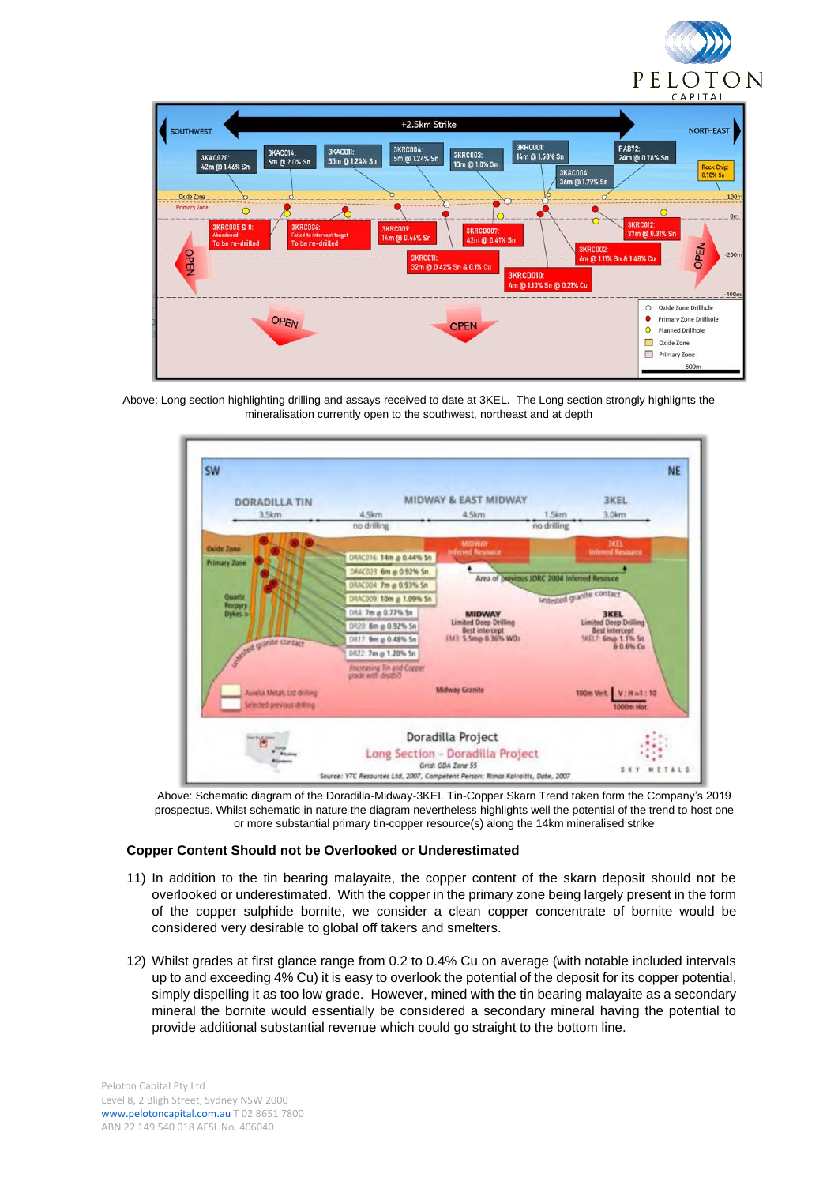Above: Long section highlighting drilling and assays received to date at 3KEL. The Long section strongly highlights the mineralisation currently open to the southwest, northeast and at depth

Above: Schematic diagram of the Doradilla-Midway-3KEL Tin-Copper Skarn Trend taken form the Company's 2019 prospectus. Whilst schematic in nature the diagram nevertheless highlights well the potential of the trend to host one or more substantial primary tin-copper resource(s) along the 14km mineralised strike

**Copper Content Should not be Overlooked or Underestimated**

11) In addition to the tin bearing malayaite, the copper content of the skarn deposit should not be overlooked or underestimated. With the copper in the primary zone being largely present in the form of the copper sulphide bornite, we consider a clean copper concentrate of bornite would be considered very desirable to global off takers and smelters.

12) Whilst grades at first glance range from 0.2 to 0.4% Cu on average (with notable included intervals up to and exceeding 4% Cu) it is easy to overlook the potential of the deposit for its copper potential, simply dispelling it as too low grade. However, mined with the tin bearing malayaite as a secondary mineral the bornite would essentially be considered a secondary mineral having the potential to provide additional substantial revenue which could go straight to the bottom line.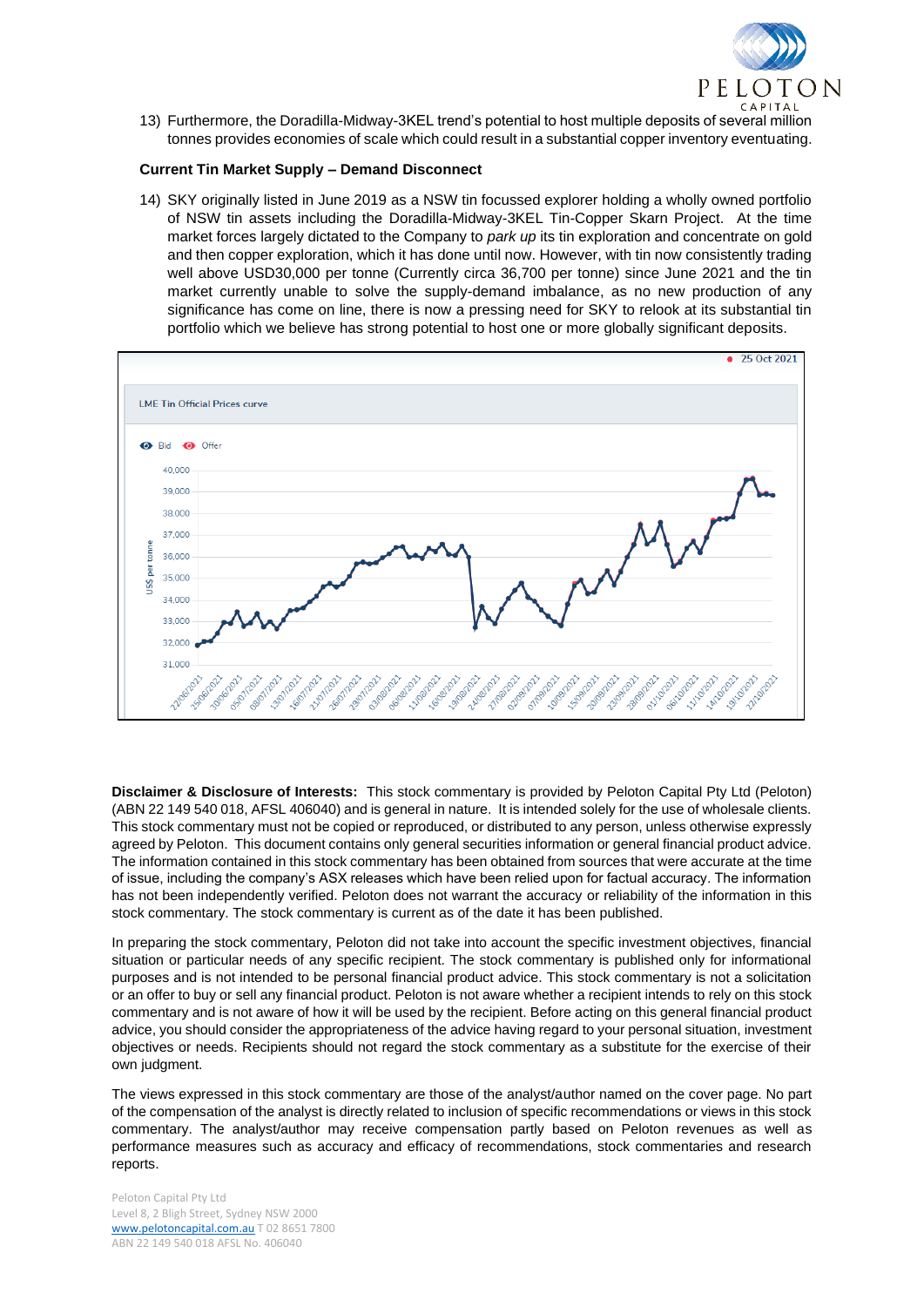13) Furthermore, the Doradilla-Midway-3KEL trend's potential to host multiple deposits of several million tonnes provides economies of scale which could result in a substantial copper inventory eventuating.

**Current Tin Market Supply – Demand Disconnect**

14) SKY originally listed in June 2019 as a NSW tin focussed explorer holding a wholly owned portfolio of NSW tin assets including the Doradilla-Midway-3KEL Tin-Copper Skarn Project. At the time market forces largely dictated to the Company to *park up* its tin exploration and concentrate on gold and then copper exploration, which it has done until now. However, with tin now consistently trading well above USD30,000 per tonne (Currently circa 36,700 per tonne) since June 2021 and the tin market currently unable to solve the supply-demand imbalance, as no new production of any significance has come on line, there is now a pressing need for SKY to relook at its substantial tin portfolio which we believe has strong potential to host one or more globally significant deposits.

**Disclaimer & Disclosure of Interests:** This stock commentary is provided by Peloton Capital Pty Ltd (Peloton) (ABN 22 149 540 018, AFSL 406040) and is general in nature. It is intended solely for the use of wholesale clients. This stock commentary must not be copied or reproduced, or distributed to any person, unless otherwise expressly agreed by Peloton. This document contains only general securities information or general financial product advice. The information contained in this stock commentary has been obtained from sources that were accurate at the time of issue, including the company's ASX releases which have been relied upon for factual accuracy. The information has not been independently verified. Peloton does not warrant the accuracy or reliability of the information in this stock commentary. The stock commentary is current as of the date it has been published.

In preparing the stock commentary, Peloton did not take into account the specific investment objectives, financial situation or particular needs of any specific recipient. The stock commentary is published only for informational purposes and is not intended to be personal financial product advice. This stock commentary is not a solicitation or an offer to buy or sell any financial product. Peloton is not aware whether a recipient intends to rely on this stock commentary and is not aware of how it will be used by the recipient. Before acting on this general financial product advice, you should consider the appropriateness of the advice having regard to your personal situation, investment objectives or needs. Recipients should not regard the stock commentary as a substitute for the exercise of their own judgment.

The views expressed in this stock commentary are those of the analyst/author named on the cover page. No part of the compensation of the analyst is directly related to inclusion of specific recommendations or views in this stock commentary. The analyst/author may receive compensation partly based on Peloton revenues as well as performance measures such as accuracy and efficacy of recommendations, stock commentaries and research reports.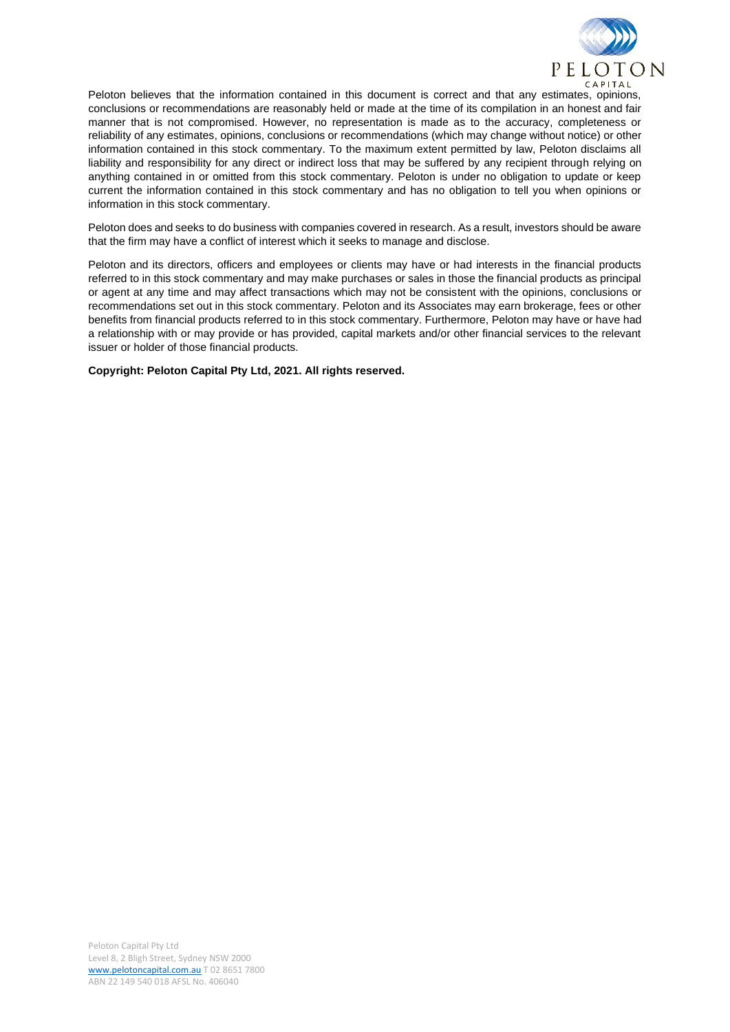Peloton believes that the information contained in this document is correct and that any estimates, opinions, conclusions or recommendations are reasonably held or made at the time of its compilation in an honest and fair manner that is not compromised. However, no representation is made as to the accuracy, completeness or reliability of any estimates, opinions, conclusions or recommendations (which may change without notice) or other information contained in this stock commentary. To the maximum extent permitted by law, Peloton disclaims all liability and responsibility for any direct or indirect loss that may be suffered by any recipient through relying on anything contained in or omitted from this stock commentary. Peloton is under no obligation to update or keep current the information contained in this stock commentary and has no obligation to tell you when opinions or information in this stock commentary.

Peloton does and seeks to do business with companies covered in research. As a result, investors should be aware that the firm may have a conflict of interest which it seeks to manage and disclose.

Peloton and its directors, officers and employees or clients may have or had interests in the financial products referred to in this stock commentary and may make purchases or sales in those the financial products as principal or agent at any time and may affect transactions which may not be consistent with the opinions, conclusions or recommendations set out in this stock commentary. Peloton and its Associates may earn brokerage, fees or other benefits from financial products referred to in this stock commentary. Furthermore, Peloton may have or have had a relationship with or may provide or has provided, capital markets and/or other financial services to the relevant issuer or holder of those financial products.

**Copyright: Peloton Capital Pty Ltd, 2021. All rights reserved.**

Peloton Capital Pty Ltd
Level 8, 2 Bligh Street, Sydney NSW 2000
www.pelotoncapital.com.au T 02 8651 7800
ABN 22 149 540 018 AFSL No. 406040